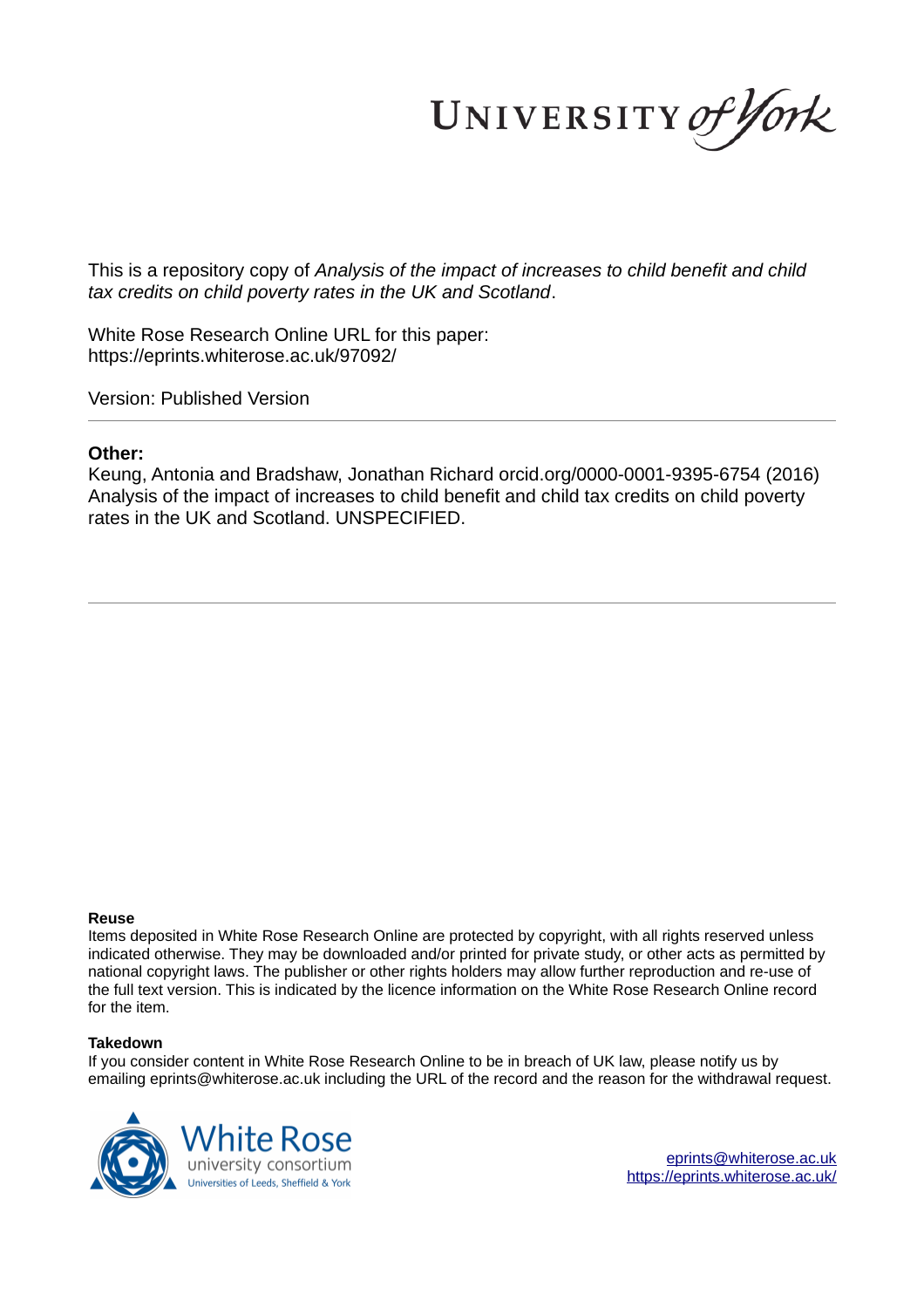UNIVERSITY of York

This is a repository copy of *Analysis of the impact of increases to child benefit and child tax credits on child poverty rates in the UK and Scotland*.

White Rose Research Online URL for this paper:
https://eprints.whiterose.ac.uk/97092/

Version: Published Version

---

**Other:**

Keung, Antonia and Bradshaw, Jonathan Richard orcid.org/0000-0001-9395-6754 (2016) Analysis of the impact of increases to child benefit and child tax credits on child poverty rates in the UK and Scotland. UNSPECIFIED.

---

**Reuse**

Items deposited in White Rose Research Online are protected by copyright, with all rights reserved unless indicated otherwise. They may be downloaded and/or printed for private study, or other acts as permitted by national copyright laws. The publisher or other rights holders may allow further reproduction and re-use of the full text version. This is indicated by the licence information on the White Rose Research Online record for the item.

**Takedown**

If you consider content in White Rose Research Online to be in breach of UK law, please notify us by emailing eprints@whiterose.ac.uk including the URL of the record and the reason for the withdrawal request.

White Rose university consortium
Universities of Leeds, Sheffield & York

eprints@whiterose.ac.uk
https://eprints.whiterose.ac.uk/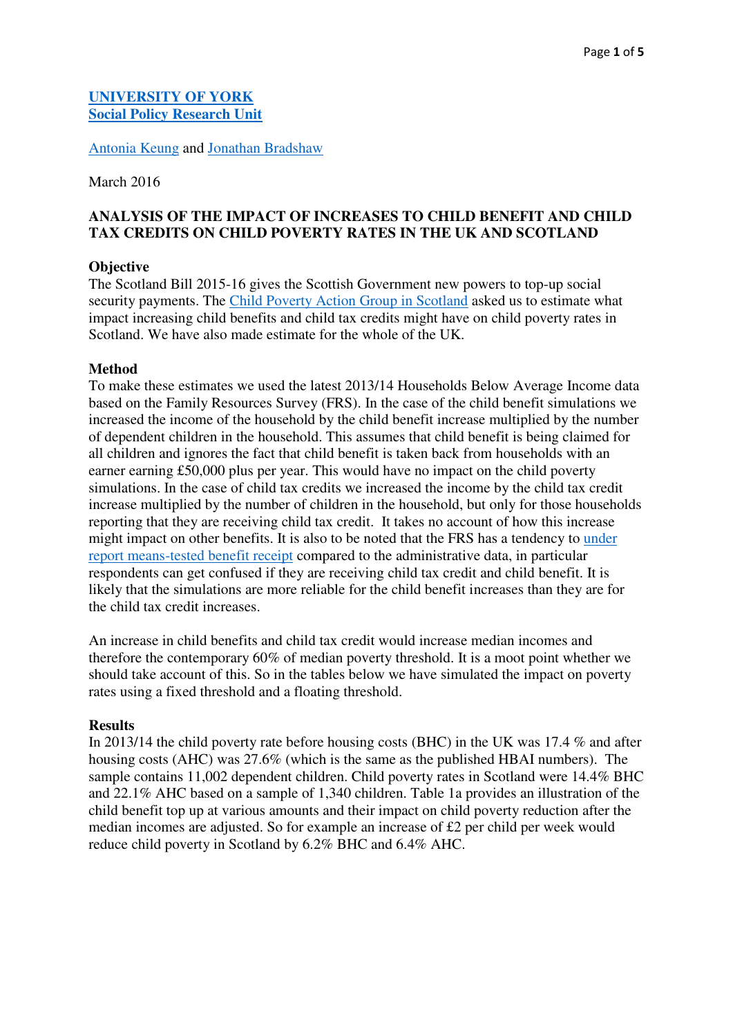**UNIVERSITY OF YORK**
**Social Policy Research Unit**

Antonia Keung and Jonathan Bradshaw

March 2016

## ANALYSIS OF THE IMPACT OF INCREASES TO CHILD BENEFIT AND CHILD TAX CREDITS ON CHILD POVERTY RATES IN THE UK AND SCOTLAND

### Objective

The Scotland Bill 2015-16 gives the Scottish Government new powers to top-up social security payments. The Child Poverty Action Group in Scotland asked us to estimate what impact increasing child benefits and child tax credits might have on child poverty rates in Scotland. We have also made estimate for the whole of the UK.

### Method

To make these estimates we used the latest 2013/14 Households Below Average Income data based on the Family Resources Survey (FRS). In the case of the child benefit simulations we increased the income of the household by the child benefit increase multiplied by the number of dependent children in the household. This assumes that child benefit is being claimed for all children and ignores the fact that child benefit is taken back from households with an earner earning £50,000 plus per year. This would have no impact on the child poverty simulations. In the case of child tax credits we increased the income by the child tax credit increase multiplied by the number of children in the household, but only for those households reporting that they are receiving child tax credit. It takes no account of how this increase might impact on other benefits. It is also to be noted that the FRS has a tendency to under report means-tested benefit receipt compared to the administrative data, in particular respondents can get confused if they are receiving child tax credit and child benefit. It is likely that the simulations are more reliable for the child benefit increases than they are for the child tax credit increases.

An increase in child benefits and child tax credit would increase median incomes and therefore the contemporary 60% of median poverty threshold. It is a moot point whether we should take account of this. So in the tables below we have simulated the impact on poverty rates using a fixed threshold and a floating threshold.

### Results

In 2013/14 the child poverty rate before housing costs (BHC) in the UK was 17.4 % and after housing costs (AHC) was 27.6% (which is the same as the published HBAI numbers). The sample contains 11,002 dependent children. Child poverty rates in Scotland were 14.4% BHC and 22.1% AHC based on a sample of 1,340 children. Table 1a provides an illustration of the child benefit top up at various amounts and their impact on child poverty reduction after the median incomes are adjusted. So for example an increase of £2 per child per week would reduce child poverty in Scotland by 6.2% BHC and 6.4% AHC.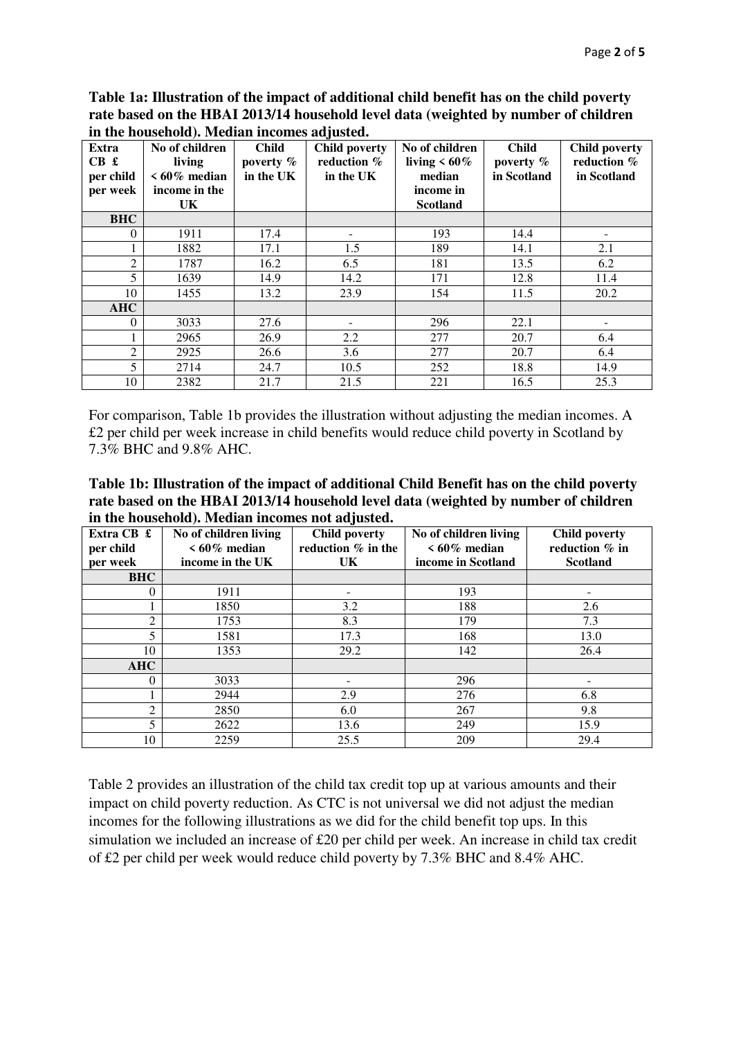**Table 1a: Illustration of the impact of additional child benefit has on the child poverty rate based on the HBAI 2013/14 household level data (weighted by number of children in the household). Median incomes adjusted.**

| Extra CB £ per child per week | No of children living < 60% median income in the UK | Child poverty % in the UK | Child poverty reduction % in the UK | No of children living < 60% median income in Scotland | Child poverty % in Scotland | Child poverty reduction % in Scotland |
|---|---|---|---|---|---|---|
| **BHC** | | | | | | |
| 0 | 1911 | 17.4 | - | 193 | 14.4 | - |
| 1 | 1882 | 17.1 | 1.5 | 189 | 14.1 | 2.1 |
| 2 | 1787 | 16.2 | 6.5 | 181 | 13.5 | 6.2 |
| 5 | 1639 | 14.9 | 14.2 | 171 | 12.8 | 11.4 |
| 10 | 1455 | 13.2 | 23.9 | 154 | 11.5 | 20.2 |
| **AHC** | | | | | | |
| 0 | 3033 | 27.6 | - | 296 | 22.1 | - |
| 1 | 2965 | 26.9 | 2.2 | 277 | 20.7 | 6.4 |
| 2 | 2925 | 26.6 | 3.6 | 277 | 20.7 | 6.4 |
| 5 | 2714 | 24.7 | 10.5 | 252 | 18.8 | 14.9 |
| 10 | 2382 | 21.7 | 21.5 | 221 | 16.5 | 25.3 |

For comparison, Table 1b provides the illustration without adjusting the median incomes. A £2 per child per week increase in child benefits would reduce child poverty in Scotland by 7.3% BHC and 9.8% AHC.

**Table 1b: Illustration of the impact of additional Child Benefit has on the child poverty rate based on the HBAI 2013/14 household level data (weighted by number of children in the household). Median incomes not adjusted.**

| Extra CB £ per child per week | No of children living < 60% median income in the UK | Child poverty reduction % in the UK | No of children living < 60% median income in Scotland | Child poverty reduction % in Scotland |
|---|---|---|---|---|
| **BHC** | | | | |
| 0 | 1911 | - | 193 | - |
| 1 | 1850 | 3.2 | 188 | 2.6 |
| 2 | 1753 | 8.3 | 179 | 7.3 |
| 5 | 1581 | 17.3 | 168 | 13.0 |
| 10 | 1353 | 29.2 | 142 | 26.4 |
| **AHC** | | | | |
| 0 | 3033 | - | 296 | - |
| 1 | 2944 | 2.9 | 276 | 6.8 |
| 2 | 2850 | 6.0 | 267 | 9.8 |
| 5 | 2622 | 13.6 | 249 | 15.9 |
| 10 | 2259 | 25.5 | 209 | 29.4 |

Table 2 provides an illustration of the child tax credit top up at various amounts and their impact on child poverty reduction. As CTC is not universal we did not adjust the median incomes for the following illustrations as we did for the child benefit top ups. In this simulation we included an increase of £20 per child per week. An increase in child tax credit of £2 per child per week would reduce child poverty by 7.3% BHC and 8.4% AHC.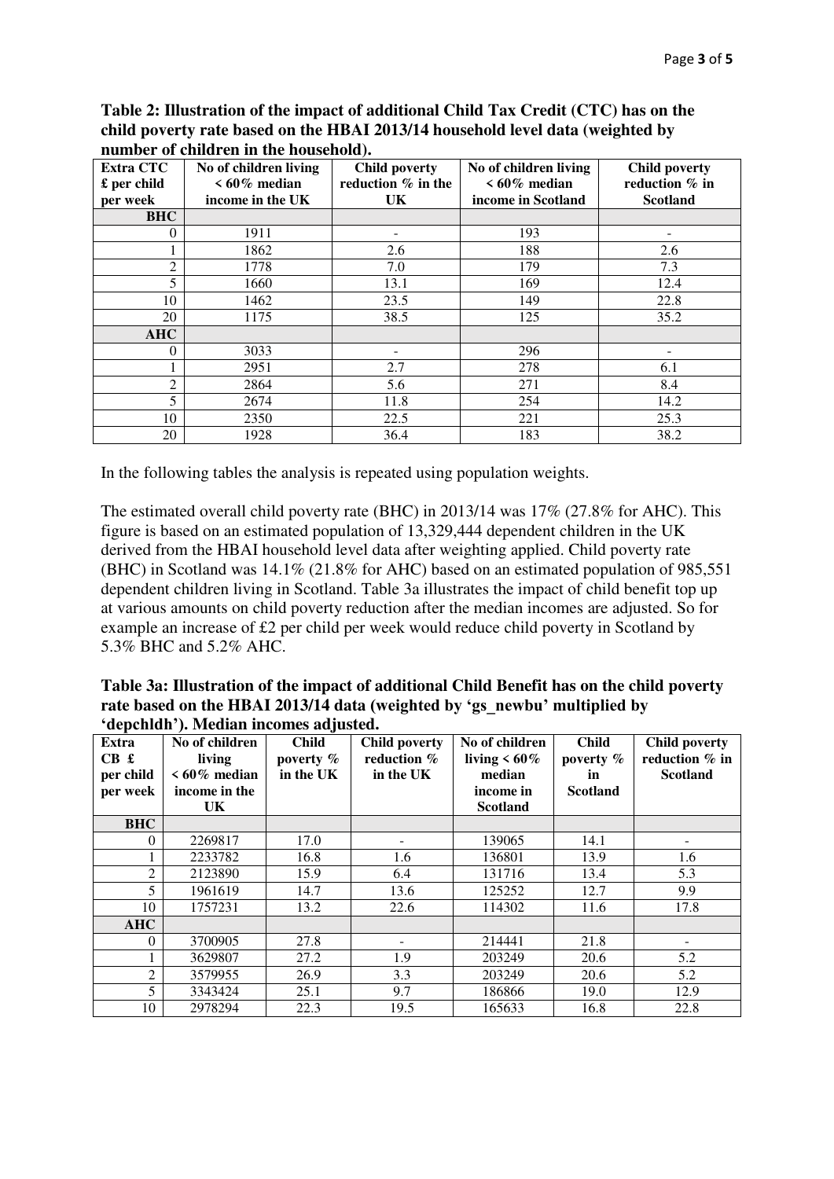**Table 2: Illustration of the impact of additional Child Tax Credit (CTC) has on the child poverty rate based on the HBAI 2013/14 household level data (weighted by number of children in the household).**

| Extra CTC £ per child per week | No of children living < 60% median income in the UK | Child poverty reduction % in the UK | No of children living < 60% median income in Scotland | Child poverty reduction % in Scotland |
|---|---|---|---|---|
| **BHC** | | | | |
| 0 | 1911 | - | 193 | - |
| 1 | 1862 | 2.6 | 188 | 2.6 |
| 2 | 1778 | 7.0 | 179 | 7.3 |
| 5 | 1660 | 13.1 | 169 | 12.4 |
| 10 | 1462 | 23.5 | 149 | 22.8 |
| 20 | 1175 | 38.5 | 125 | 35.2 |
| **AHC** | | | | |
| 0 | 3033 | - | 296 | - |
| 1 | 2951 | 2.7 | 278 | 6.1 |
| 2 | 2864 | 5.6 | 271 | 8.4 |
| 5 | 2674 | 11.8 | 254 | 14.2 |
| 10 | 2350 | 22.5 | 221 | 25.3 |
| 20 | 1928 | 36.4 | 183 | 38.2 |

In the following tables the analysis is repeated using population weights.

The estimated overall child poverty rate (BHC) in 2013/14 was 17% (27.8% for AHC). This figure is based on an estimated population of 13,329,444 dependent children in the UK derived from the HBAI household level data after weighting applied. Child poverty rate (BHC) in Scotland was 14.1% (21.8% for AHC) based on an estimated population of 985,551 dependent children living in Scotland. Table 3a illustrates the impact of child benefit top up at various amounts on child poverty reduction after the median incomes are adjusted. So for example an increase of £2 per child per week would reduce child poverty in Scotland by 5.3% BHC and 5.2% AHC.

**Table 3a: Illustration of the impact of additional Child Benefit has on the child poverty rate based on the HBAI 2013/14 data (weighted by 'gs_newbu' multiplied by 'depchldh'). Median incomes adjusted.**

| Extra CB £ per child per week | No of children living < 60% median income in the UK | Child poverty % in the UK | Child poverty reduction % in the UK | No of children living < 60% median income in Scotland | Child poverty % in Scotland | Child poverty reduction % in Scotland |
|---|---|---|---|---|---|---|
| **BHC** | | | | | | |
| 0 | 2269817 | 17.0 | - | 139065 | 14.1 | - |
| 1 | 2233782 | 16.8 | 1.6 | 136801 | 13.9 | 1.6 |
| 2 | 2123890 | 15.9 | 6.4 | 131716 | 13.4 | 5.3 |
| 5 | 1961619 | 14.7 | 13.6 | 125252 | 12.7 | 9.9 |
| 10 | 1757231 | 13.2 | 22.6 | 114302 | 11.6 | 17.8 |
| **AHC** | | | | | | |
| 0 | 3700905 | 27.8 | - | 214441 | 21.8 | - |
| 1 | 3629807 | 27.2 | 1.9 | 203249 | 20.6 | 5.2 |
| 2 | 3579955 | 26.9 | 3.3 | 203249 | 20.6 | 5.2 |
| 5 | 3343424 | 25.1 | 9.7 | 186866 | 19.0 | 12.9 |
| 10 | 2978294 | 22.3 | 19.5 | 165633 | 16.8 | 22.8 |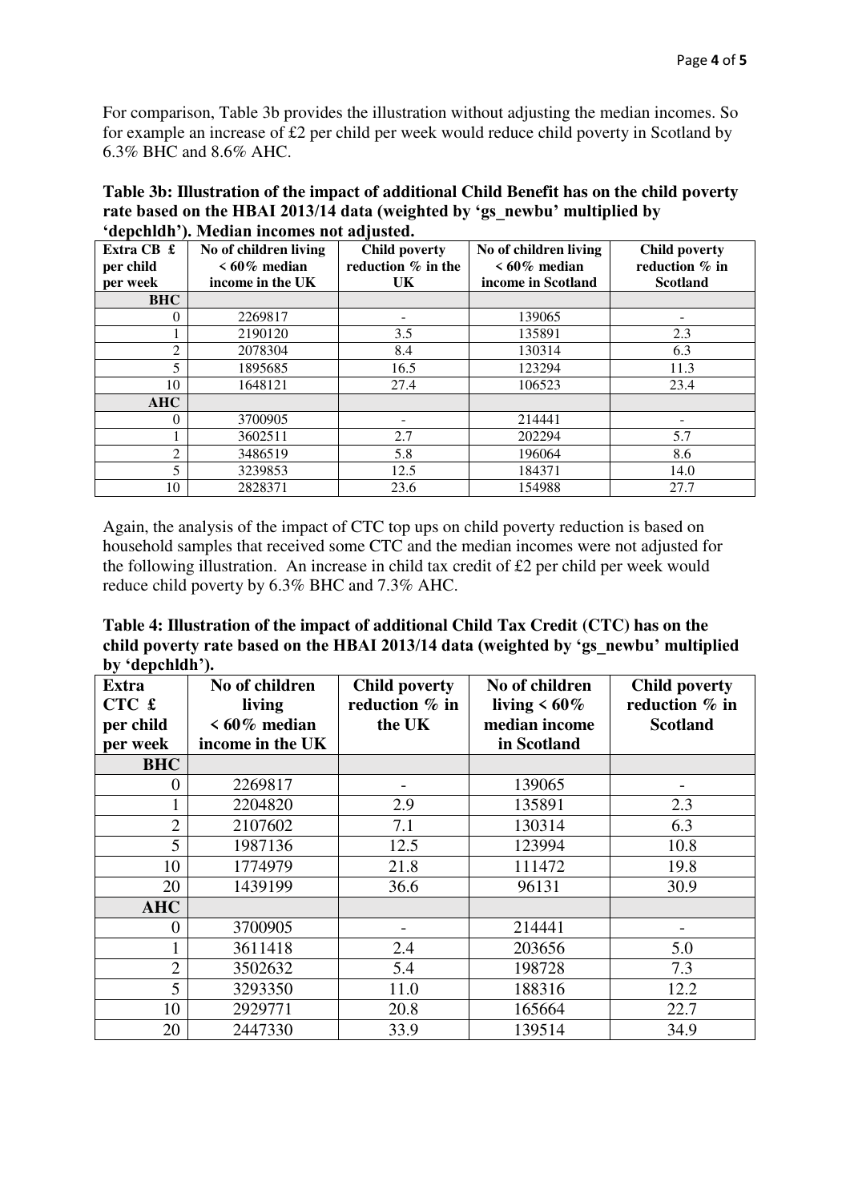For comparison, Table 3b provides the illustration without adjusting the median incomes. So for example an increase of £2 per child per week would reduce child poverty in Scotland by 6.3% BHC and 8.6% AHC.

**Table 3b: Illustration of the impact of additional Child Benefit has on the child poverty rate based on the HBAI 2013/14 data (weighted by 'gs_newbu' multiplied by 'depchldh'). Median incomes not adjusted.**

| Extra CB £ per child per week | No of children living < 60% median income in the UK | Child poverty reduction % in the UK | No of children living < 60% median income in Scotland | Child poverty reduction % in Scotland |
|---|---|---|---|---|
| **BHC** | | | | |
| 0 | 2269817 | - | 139065 | - |
| 1 | 2190120 | 3.5 | 135891 | 2.3 |
| 2 | 2078304 | 8.4 | 130314 | 6.3 |
| 5 | 1895685 | 16.5 | 123294 | 11.3 |
| 10 | 1648121 | 27.4 | 106523 | 23.4 |
| **AHC** | | | | |
| 0 | 3700905 | - | 214441 | - |
| 1 | 3602511 | 2.7 | 202294 | 5.7 |
| 2 | 3486519 | 5.8 | 196064 | 8.6 |
| 5 | 3239853 | 12.5 | 184371 | 14.0 |
| 10 | 2828371 | 23.6 | 154988 | 27.7 |

Again, the analysis of the impact of CTC top ups on child poverty reduction is based on household samples that received some CTC and the median incomes were not adjusted for the following illustration. An increase in child tax credit of £2 per child per week would reduce child poverty by 6.3% BHC and 7.3% AHC.

**Table 4: Illustration of the impact of additional Child Tax Credit (CTC) has on the child poverty rate based on the HBAI 2013/14 data (weighted by 'gs_newbu' multiplied by 'depchldh').**

| Extra CTC £ per child per week | No of children living < 60% median income in the UK | Child poverty reduction % in the UK | No of children living < 60% median income in Scotland | Child poverty reduction % in Scotland |
|---|---|---|---|---|
| **BHC** | | | | |
| 0 | 2269817 | - | 139065 | - |
| 1 | 2204820 | 2.9 | 135891 | 2.3 |
| 2 | 2107602 | 7.1 | 130314 | 6.3 |
| 5 | 1987136 | 12.5 | 123994 | 10.8 |
| 10 | 1774979 | 21.8 | 111472 | 19.8 |
| 20 | 1439199 | 36.6 | 96131 | 30.9 |
| **AHC** | | | | |
| 0 | 3700905 | - | 214441 | - |
| 1 | 3611418 | 2.4 | 203656 | 5.0 |
| 2 | 3502632 | 5.4 | 198728 | 7.3 |
| 5 | 3293350 | 11.0 | 188316 | 12.2 |
| 10 | 2929771 | 20.8 | 165664 | 22.7 |
| 20 | 2447330 | 33.9 | 139514 | 34.9 |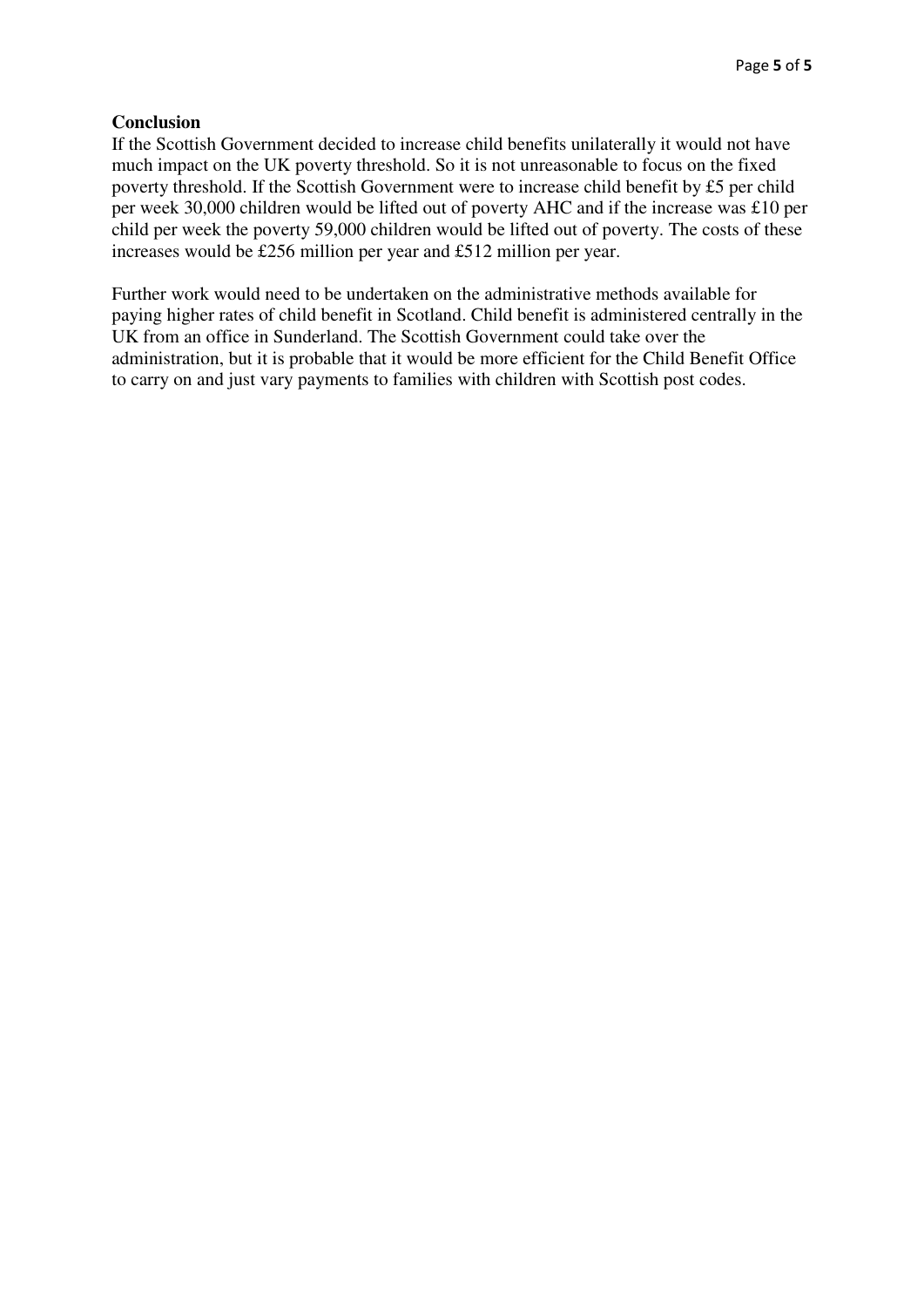**Conclusion**

If the Scottish Government decided to increase child benefits unilaterally it would not have much impact on the UK poverty threshold. So it is not unreasonable to focus on the fixed poverty threshold. If the Scottish Government were to increase child benefit by £5 per child per week 30,000 children would be lifted out of poverty AHC and if the increase was £10 per child per week the poverty 59,000 children would be lifted out of poverty. The costs of these increases would be £256 million per year and £512 million per year.

Further work would need to be undertaken on the administrative methods available for paying higher rates of child benefit in Scotland. Child benefit is administered centrally in the UK from an office in Sunderland. The Scottish Government could take over the administration, but it is probable that it would be more efficient for the Child Benefit Office to carry on and just vary payments to families with children with Scottish post codes.